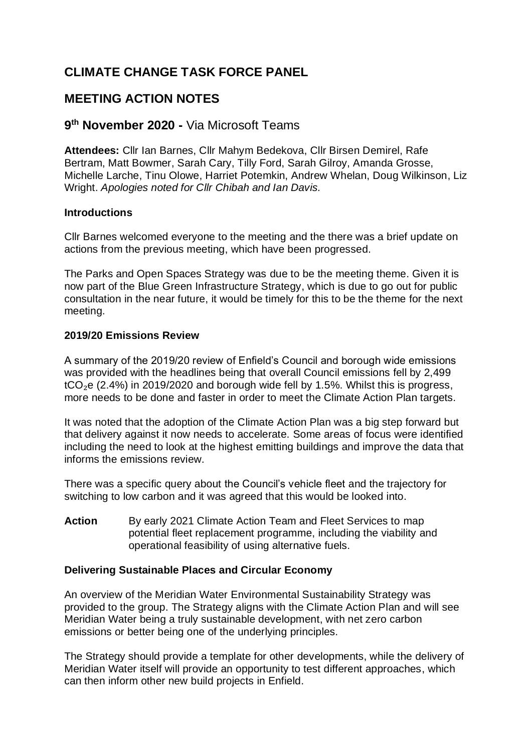# CLIMATE CHANGE TASK FORCE PANEL

# MEETING ACTION NOTES

## 9th November 2020 - Via Microsoft Teams

**Attendees:** Cllr Ian Barnes, Cllr Mahym Bedekova, Cllr Birsen Demirel, Rafe Bertram, Matt Bowmer, Sarah Cary, Tilly Ford, Sarah Gilroy, Amanda Grosse, Michelle Larche, Tinu Olowe, Harriet Potemkin, Andrew Whelan, Doug Wilkinson, Liz Wright. *Apologies noted for Cllr Chibah and Ian Davis.*

**Introductions**

Cllr Barnes welcomed everyone to the meeting and the there was a brief update on actions from the previous meeting, which have been progressed.

The Parks and Open Spaces Strategy was due to be the meeting theme. Given it is now part of the Blue Green Infrastructure Strategy, which is due to go out for public consultation in the near future, it would be timely for this to be the theme for the next meeting.

**2019/20 Emissions Review**

A summary of the 2019/20 review of Enfield's Council and borough wide emissions was provided with the headlines being that overall Council emissions fell by 2,499 $tCO_2e$ (2.4%) in 2019/2020 and borough wide fell by 1.5%. Whilst this is progress, more needs to be done and faster in order to meet the Climate Action Plan targets.

It was noted that the adoption of the Climate Action Plan was a big step forward but that delivery against it now needs to accelerate. Some areas of focus were identified including the need to look at the highest emitting buildings and improve the data that informs the emissions review.

There was a specific query about the Council's vehicle fleet and the trajectory for switching to low carbon and it was agreed that this would be looked into.

**Action** By early 2021 Climate Action Team and Fleet Services to map potential fleet replacement programme, including the viability and operational feasibility of using alternative fuels.

**Delivering Sustainable Places and Circular Economy**

An overview of the Meridian Water Environmental Sustainability Strategy was provided to the group. The Strategy aligns with the Climate Action Plan and will see Meridian Water being a truly sustainable development, with net zero carbon emissions or better being one of the underlying principles.

The Strategy should provide a template for other developments, while the delivery of Meridian Water itself will provide an opportunity to test different approaches, which can then inform other new build projects in Enfield.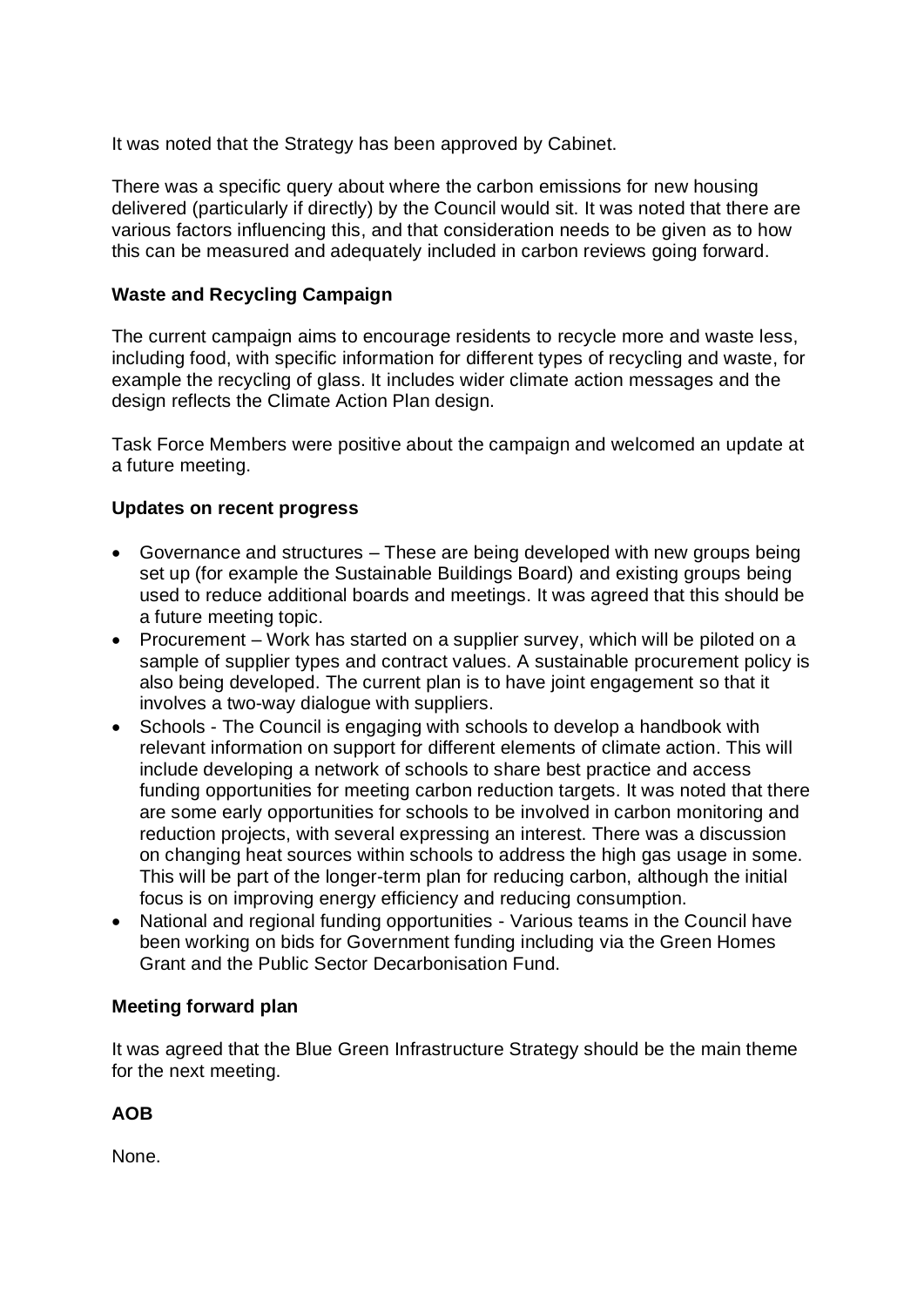It was noted that the Strategy has been approved by Cabinet.

There was a specific query about where the carbon emissions for new housing delivered (particularly if directly) by the Council would sit. It was noted that there are various factors influencing this, and that consideration needs to be given as to how this can be measured and adequately included in carbon reviews going forward.

**Waste and Recycling Campaign**

The current campaign aims to encourage residents to recycle more and waste less, including food, with specific information for different types of recycling and waste, for example the recycling of glass. It includes wider climate action messages and the design reflects the Climate Action Plan design.

Task Force Members were positive about the campaign and welcomed an update at a future meeting.

**Updates on recent progress**

- Governance and structures – These are being developed with new groups being set up (for example the Sustainable Buildings Board) and existing groups being used to reduce additional boards and meetings. It was agreed that this should be a future meeting topic.
- Procurement – Work has started on a supplier survey, which will be piloted on a sample of supplier types and contract values. A sustainable procurement policy is also being developed. The current plan is to have joint engagement so that it involves a two-way dialogue with suppliers.
- Schools - The Council is engaging with schools to develop a handbook with relevant information on support for different elements of climate action. This will include developing a network of schools to share best practice and access funding opportunities for meeting carbon reduction targets. It was noted that there are some early opportunities for schools to be involved in carbon monitoring and reduction projects, with several expressing an interest. There was a discussion on changing heat sources within schools to address the high gas usage in some. This will be part of the longer-term plan for reducing carbon, although the initial focus is on improving energy efficiency and reducing consumption.
- National and regional funding opportunities - Various teams in the Council have been working on bids for Government funding including via the Green Homes Grant and the Public Sector Decarbonisation Fund.

**Meeting forward plan**

It was agreed that the Blue Green Infrastructure Strategy should be the main theme for the next meeting.

**AOB**

None.